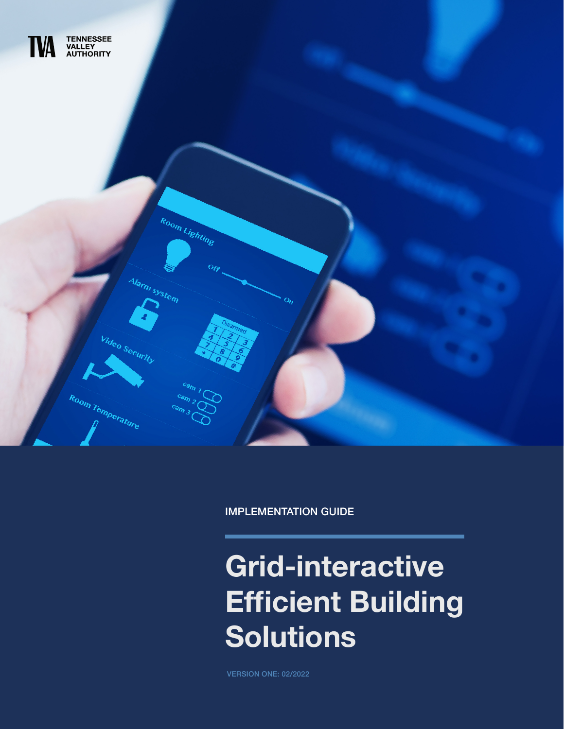TENNESSEE VALLEY AUTHORITY

IMPLEMENTATION GUIDE

# Grid-interactive Efficient Building Solutions

VERSION ONE: 02/2022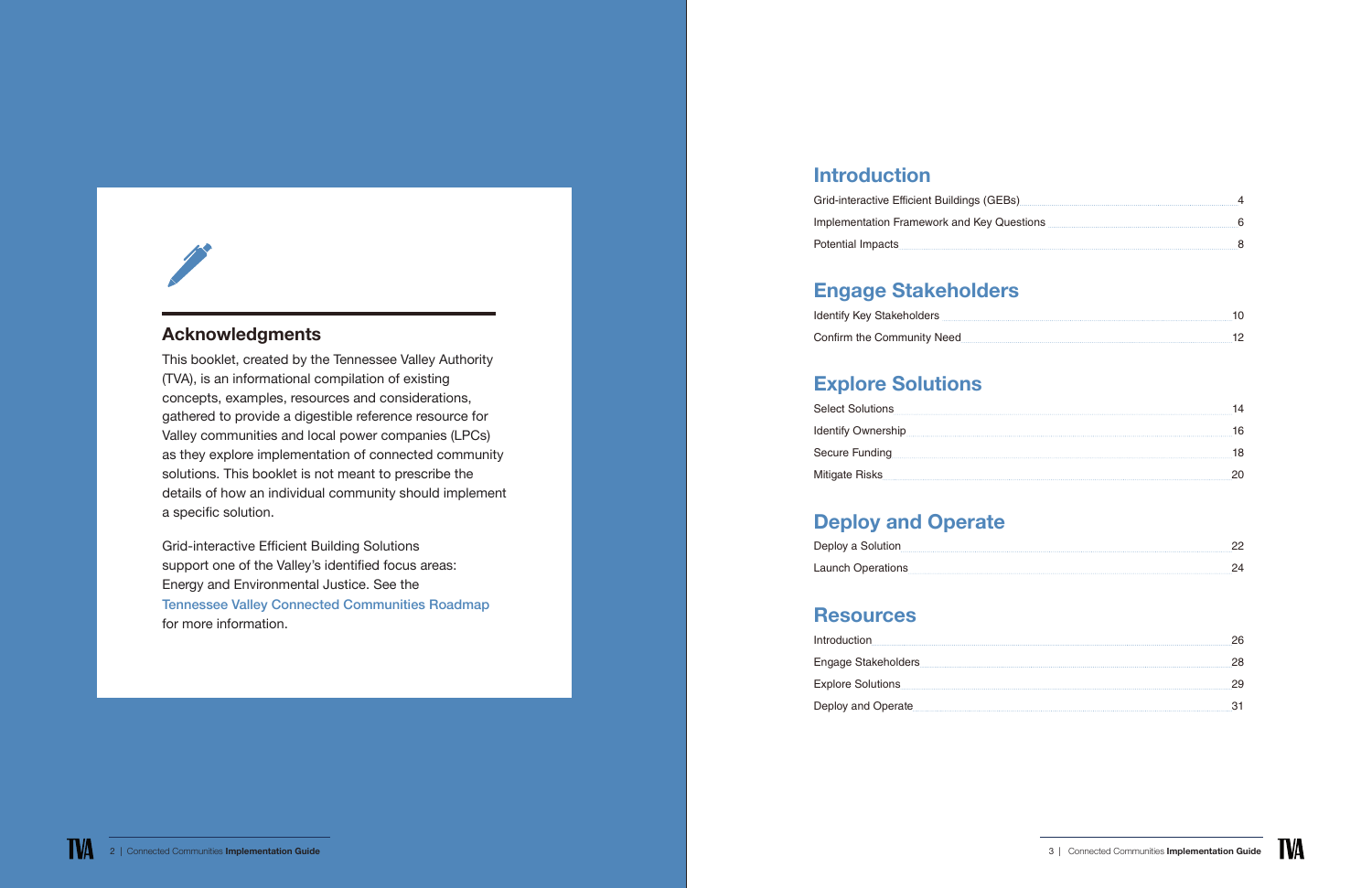## Acknowledgments

This booklet, created by the Tennessee Valley Authority (TVA), is an informational compilation of existing concepts, examples, resources and considerations, gathered to provide a digestible reference resource for Valley communities and local power companies (LPCs) as they explore implementation of connected community solutions. This booklet is not meant to prescribe the details of how an individual community should implement a specific solution.

Grid-interactive Efficient Building Solutions support one of the Valley's identified focus areas: Energy and Environmental Justice. See the Tennessee Valley Connected Communities Roadmap for more information.

## Introduction

- Grid-interactive Efficient Buildings (GEBs) ........ 4
- Implementation Framework and Key Questions ........ 6
- Potential Impacts ........ 8

## Engage Stakeholders

- Identify Key Stakeholders ........ 10
- Confirm the Community Need ........ 12

## Explore Solutions

- Select Solutions ........ 14
- Identify Ownership ........ 16
- Secure Funding ........ 18
- Mitigate Risks ........ 20

## Deploy and Operate

- Deploy a Solution ........ 22
- Launch Operations ........ 24

## Resources

- Introduction ........ 26
- Engage Stakeholders ........ 28
- Explore Solutions ........ 29
- Deploy and Operate ........ 31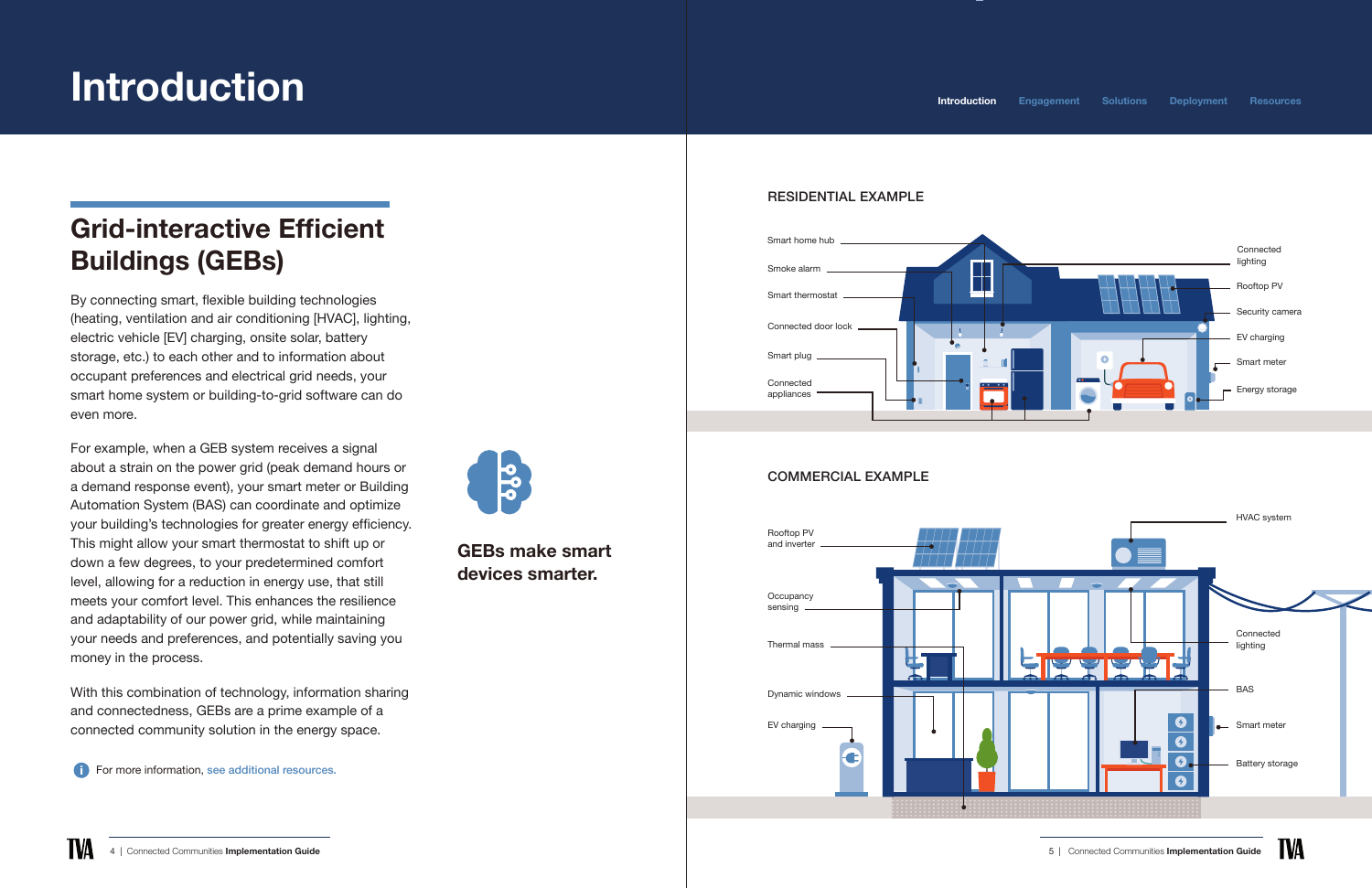# Introduction

## Grid-interactive Efficient Buildings (GEBs)

By connecting smart, flexible building technologies (heating, ventilation and air conditioning [HVAC], lighting, electric vehicle [EV] charging, onsite solar, battery storage, etc.) to each other and to information about occupant preferences and electrical grid needs, your smart home system or building-to-grid software can do even more.

For example, when a GEB system receives a signal about a strain on the power grid (peak demand hours or a demand response event), your smart meter or Building Automation System (BAS) can coordinate and optimize your building's technologies for greater energy efficiency. This might allow your smart thermostat to shift up or down a few degrees, to your predetermined comfort level, allowing for a reduction in energy use, that still meets your comfort level. This enhances the resilience and adaptability of our power grid, while maintaining your needs and preferences, and potentially saving you money in the process.

With this combination of technology, information sharing and connectedness, GEBs are a prime example of a connected community solution in the energy space.

For more information, see additional resources.

**GEBs make smart devices smarter.**

### RESIDENTIAL EXAMPLE

Smart home hub, Smoke alarm, Smart thermostat, Connected door lock, Smart plug, Connected appliances, Connected lighting, Rooftop PV, Security camera, EV charging, Smart meter, Energy storage

### COMMERCIAL EXAMPLE

Rooftop PV and inverter, Occupancy sensing, Thermal mass, Dynamic windows, EV charging, HVAC system, Connected lighting, BAS, Smart meter, Battery storage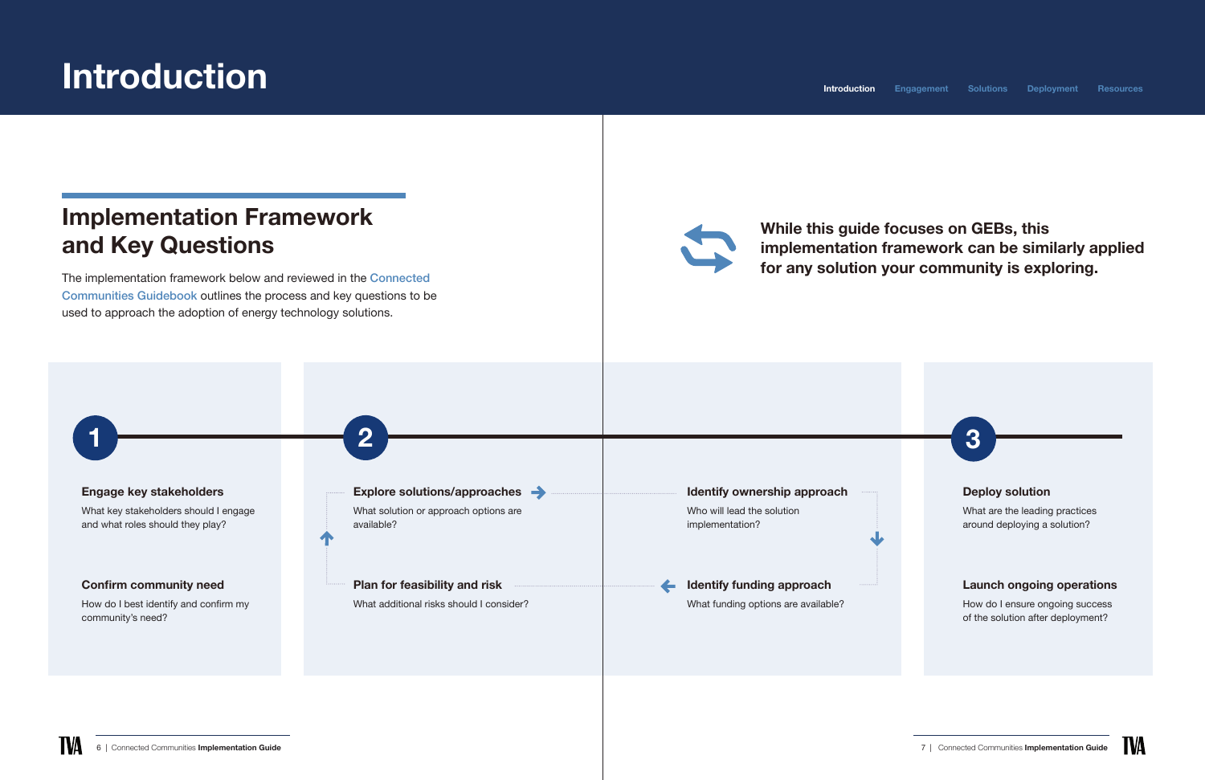# Introduction

## Implementation Framework and Key Questions

The implementation framework below and reviewed in the Connected Communities Guidebook outlines the process and key questions to be used to approach the adoption of energy technology solutions.

**While this guide focuses on GEBs, this implementation framework can be similarly applied for any solution your community is exploring.**

### 1

**Engage key stakeholders**

What key stakeholders should I engage and what roles should they play?

**Confirm community need**

How do I best identify and confirm my community's need?

### 2

**Explore solutions/approaches**

What solution or approach options are available?

**Identify ownership approach**

Who will lead the solution implementation?

**Identify funding approach**

What funding options are available?

**Plan for feasibility and risk**

What additional risks should I consider?

### 3

**Deploy solution**

What are the leading practices around deploying a solution?

**Launch ongoing operations**

How do I ensure ongoing success of the solution after deployment?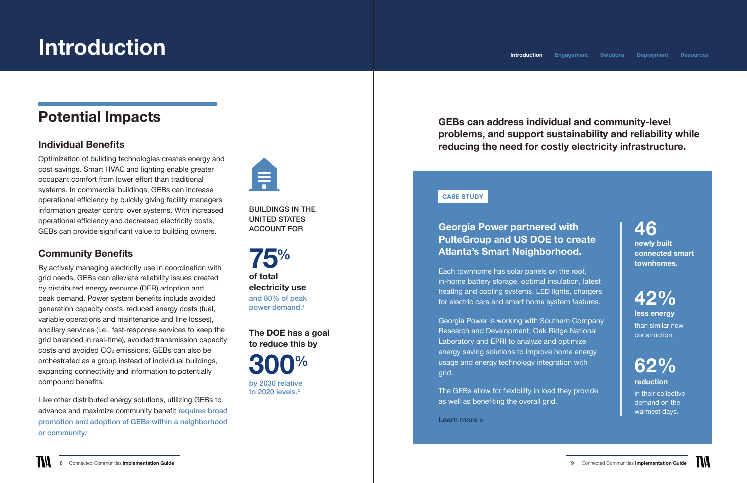# Introduction

## Potential Impacts

### Individual Benefits

Optimization of building technologies creates energy and cost savings. Smart HVAC and lighting enable greater occupant comfort from lower effort than traditional systems. In commercial buildings, GEBs can increase operational efficiency by quickly giving facility managers information greater control over systems. With increased operational efficiency and decreased electricity costs, GEBs can provide significant value to building owners.

### Community Benefits

By actively managing electricity use in coordination with grid needs, GEBs can alleviate reliability issues created by distributed energy resource (DER) adoption and peak demand. Power system benefits include avoided generation capacity costs, reduced energy costs (fuel, variable operations and maintenance and line losses), ancillary services (i.e., fast-response services to keep the grid balanced in real-time), avoided transmission capacity costs and avoided $CO_2$ emissions. GEBs can also be orchestrated as a group instead of individual buildings, expanding connectivity and information to potentially compound benefits.

Like other distributed energy solutions, utilizing GEBs to advance and maximize community benefit requires broad promotion and adoption of GEBs within a neighborhood or community.[3]

BUILDINGS IN THE UNITED STATES ACCOUNT FOR

**75%**

**of total electricity use**

and 80% of peak power demand.[1]

**The DOE has a goal to reduce this by**

**300%**

by 2030 relative to 2020 levels.[2]

**GEBs can address individual and community-level problems, and support sustainability and reliability while reducing the need for costly electricity infrastructure.**

CASE STUDY

### Georgia Power partnered with PulteGroup and US DOE to create Atlanta's Smart Neighborhood.

Each townhome has solar panels on the roof, in-home battery storage, optimal insulation, latest heating and cooling systems, LED lights, chargers for electric cars and smart home system features.

Georgia Power is working with Southern Company Research and Development, Oak Ridge National Laboratory and EPRI to analyze and optimize energy saving solutions to improve home energy usage and energy technology integration with grid.

The GEBs allow for flexibility in load they provide as well as benefiting the overall grid.

Learn more >

**46**
**newly built connected smart townhomes.**

**42%**
**less energy** than similar new construction.

**62%**
**reduction** in their collective demand on the warmest days.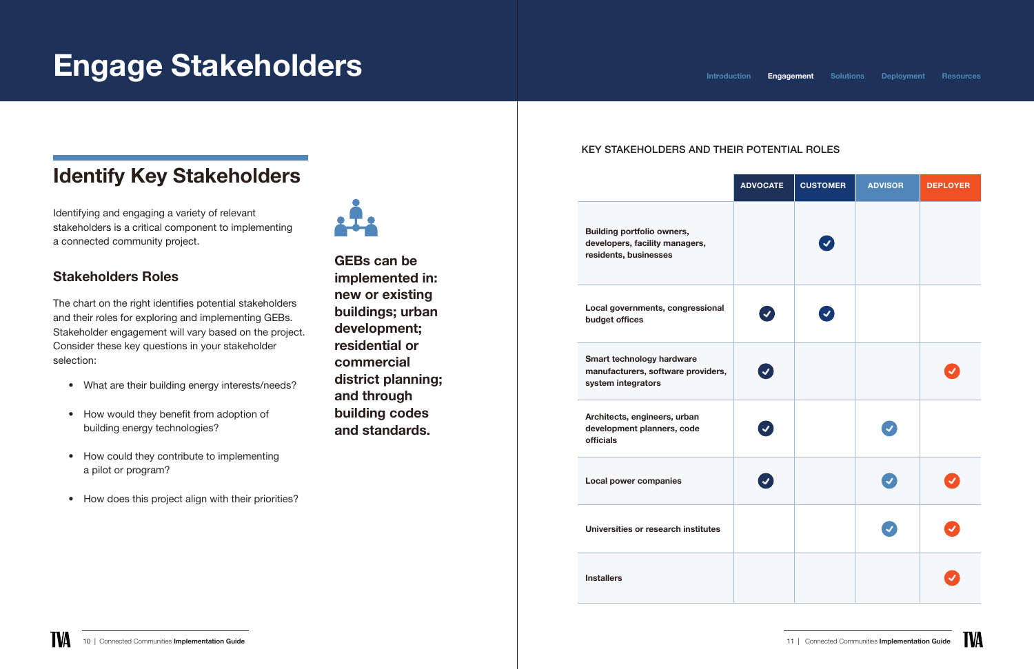# Engage Stakeholders

## Identify Key Stakeholders

Identifying and engaging a variety of relevant stakeholders is a critical component to implementing a connected community project.

### Stakeholders Roles

The chart on the right identifies potential stakeholders and their roles for exploring and implementing GEBs. Stakeholder engagement will vary based on the project. Consider these key questions in your stakeholder selection:

- What are their building energy interests/needs?
- How would they benefit from adoption of building energy technologies?
- How could they contribute to implementing a pilot or program?
- How does this project align with their priorities?

**GEBs can be implemented in: new or existing buildings; urban development; residential or commercial district planning; and through building codes and standards.**

KEY STAKEHOLDERS AND THEIR POTENTIAL ROLES

| | ADVOCATE | CUSTOMER | ADVISOR | DEPLOYER |
|---|---|---|---|---|
| Building portfolio owners, developers, facility managers, residents, businesses | | ✓ | | |
| Local governments, congressional budget offices | ✓ | ✓ | | |
| Smart technology hardware manufacturers, software providers, system integrators | ✓ | | | ✓ |
| Architects, engineers, urban development planners, code officials | ✓ | | ✓ | |
| Local power companies | ✓ | | ✓ | ✓ |
| Universities or research institutes | | | ✓ | ✓ |
| Installers | | | | ✓ |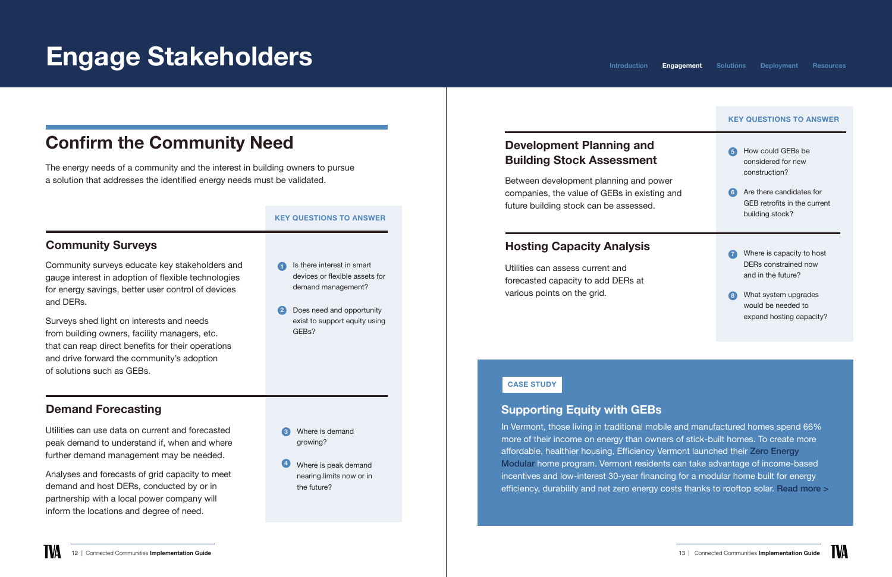# Engage Stakeholders

## Confirm the Community Need

The energy needs of a community and the interest in building owners to pursue a solution that addresses the identified energy needs must be validated.

### Community Surveys

Community surveys educate key stakeholders and gauge interest in adoption of flexible technologies for energy savings, better user control of devices and DERs.

Surveys shed light on interests and needs from building owners, facility managers, etc. that can reap direct benefits for their operations and drive forward the community's adoption of solutions such as GEBs.

**KEY QUESTIONS TO ANSWER**

1. Is there interest in smart devices or flexible assets for demand management?
2. Does need and opportunity exist to support equity using GEBs?

### Demand Forecasting

Utilities can use data on current and forecasted peak demand to understand if, when and where further demand management may be needed.

Analyses and forecasts of grid capacity to meet demand and host DERs, conducted by or in partnership with a local power company will inform the locations and degree of need.

3. Where is demand growing?
4. Where is peak demand nearing limits now or in the future?

### Development Planning and Building Stock Assessment

Between development planning and power companies, the value of GEBs in existing and future building stock can be assessed.

**KEY QUESTIONS TO ANSWER**

5. How could GEBs be considered for new construction?
6. Are there candidates for GEB retrofits in the current building stock?

### Hosting Capacity Analysis

Utilities can assess current and forecasted capacity to add DERs at various points on the grid.

7. Where is capacity to host DERs constrained now and in the future?
8. What system upgrades would be needed to expand hosting capacity?

**CASE STUDY**

### Supporting Equity with GEBs

In Vermont, those living in traditional mobile and manufactured homes spend 66% more of their income on energy than owners of stick-built homes. To create more affordable, healthier housing, Efficiency Vermont launched their Zero Energy Modular home program. Vermont residents can take advantage of income-based incentives and low-interest 30-year financing for a modular home built for energy efficiency, durability and net zero energy costs thanks to rooftop solar. Read more >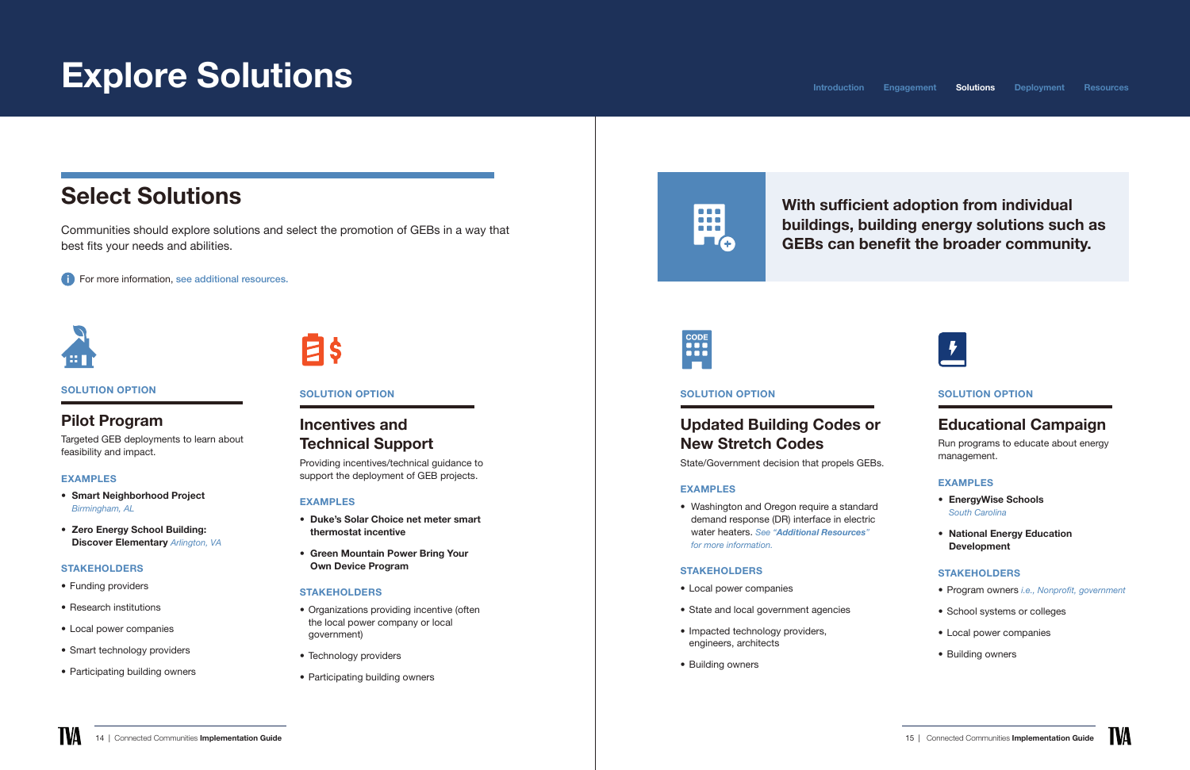# Explore Solutions

## Select Solutions

Communities should explore solutions and select the promotion of GEBs in a way that best fits your needs and abilities.

For more information, see additional resources.

SOLUTION OPTION

### Pilot Program

Targeted GEB deployments to learn about feasibility and impact.

EXAMPLES

- **Smart Neighborhood Project** *Birmingham, AL*
- **Zero Energy School Building: Discover Elementary** *Arlington, VA*

STAKEHOLDERS

- Funding providers
- Research institutions
- Local power companies
- Smart technology providers
- Participating building owners

SOLUTION OPTION

### Incentives and Technical Support

Providing incentives/technical guidance to support the deployment of GEB projects.

EXAMPLES

- **Duke's Solar Choice net meter smart thermostat incentive**
- **Green Mountain Power Bring Your Own Device Program**

STAKEHOLDERS

- Organizations providing incentive (often the local power company or local government)
- Technology providers
- Participating building owners

**With sufficient adoption from individual buildings, building energy solutions such as GEBs can benefit the broader community.**

SOLUTION OPTION

### Updated Building Codes or New Stretch Codes

State/Government decision that propels GEBs.

EXAMPLES

- Washington and Oregon require a standard demand response (DR) interface in electric water heaters. *See "**Additional Resources**" for more information.*

STAKEHOLDERS

- Local power companies
- State and local government agencies
- Impacted technology providers, engineers, architects
- Building owners

SOLUTION OPTION

### Educational Campaign

Run programs to educate about energy management.

EXAMPLES

- **EnergyWise Schools** *South Carolina*
- **National Energy Education Development**

STAKEHOLDERS

- Program owners *i.e., Nonprofit, government*
- School systems or colleges
- Local power companies
- Building owners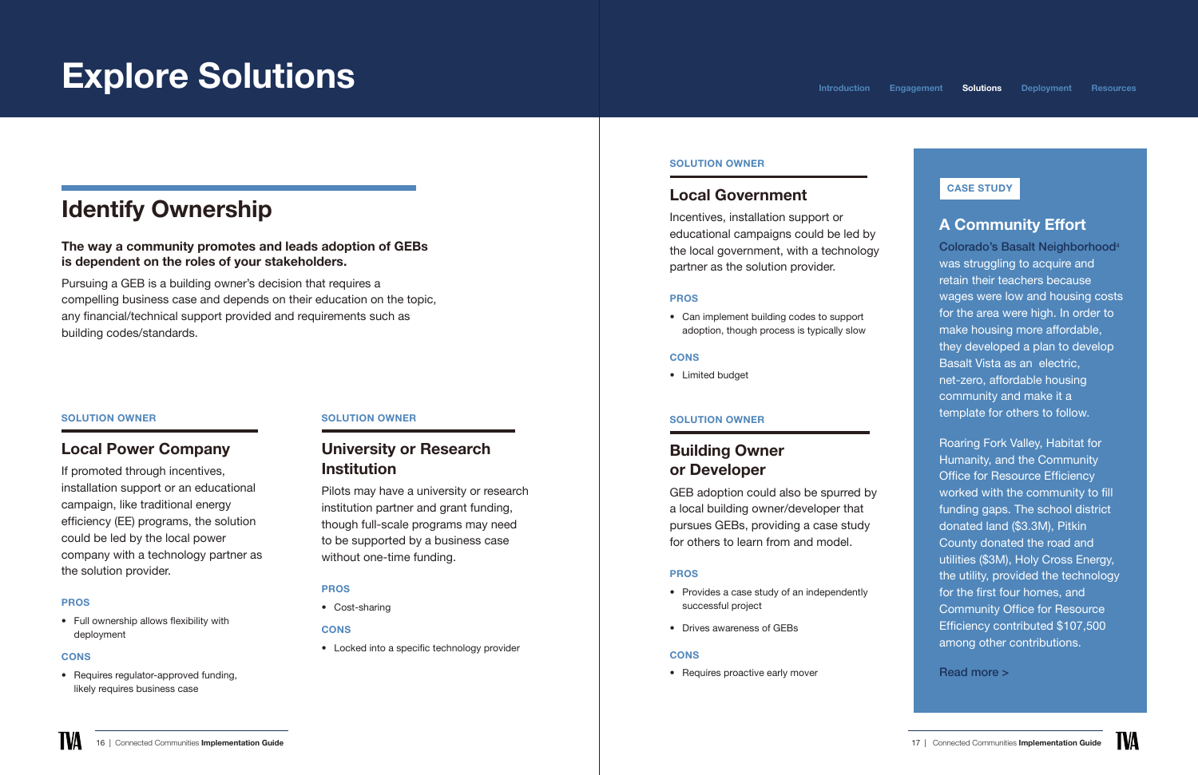# Explore Solutions

## Identify Ownership

**The way a community promotes and leads adoption of GEBs is dependent on the roles of your stakeholders.**

Pursuing a GEB is a building owner's decision that requires a compelling business case and depends on their education on the topic, any financial/technical support provided and requirements such as building codes/standards.

SOLUTION OWNER

### Local Power Company

If promoted through incentives, installation support or an educational campaign, like traditional energy efficiency (EE) programs, the solution could be led by the local power company with a technology partner as the solution provider.

PROS

- Full ownership allows flexibility with deployment

CONS

- Requires regulator-approved funding, likely requires business case

SOLUTION OWNER

### University or Research Institution

Pilots may have a university or research institution partner and grant funding, though full-scale programs may need to be supported by a business case without one-time funding.

PROS

- Cost-sharing

CONS

- Locked into a specific technology provider

SOLUTION OWNER

### Local Government

Incentives, installation support or educational campaigns could be led by the local government, with a technology partner as the solution provider.

PROS

- Can implement building codes to support adoption, though process is typically slow

CONS

- Limited budget

SOLUTION OWNER

### Building Owner or Developer

GEB adoption could also be spurred by a local building owner/developer that pursues GEBs, providing a case study for others to learn from and model.

PROS

- Provides a case study of an independently successful project
- Drives awareness of GEBs

CONS

- Requires proactive early mover

CASE STUDY

### A Community Effort

Colorado's Basalt Neighborhood[4] was struggling to acquire and retain their teachers because wages were low and housing costs for the area were high. In order to make housing more affordable, they developed a plan to develop Basalt Vista as an electric, net-zero, affordable housing community and make it a template for others to follow.

Roaring Fork Valley, Habitat for Humanity, and the Community Office for Resource Efficiency worked with the community to fill funding gaps. The school district donated land ($3.3M), Pitkin County donated the road and utilities ($3M), Holy Cross Energy, the utility, provided the technology for the first four homes, and Community Office for Resource Efficiency contributed $107,500 among other contributions.

Read more >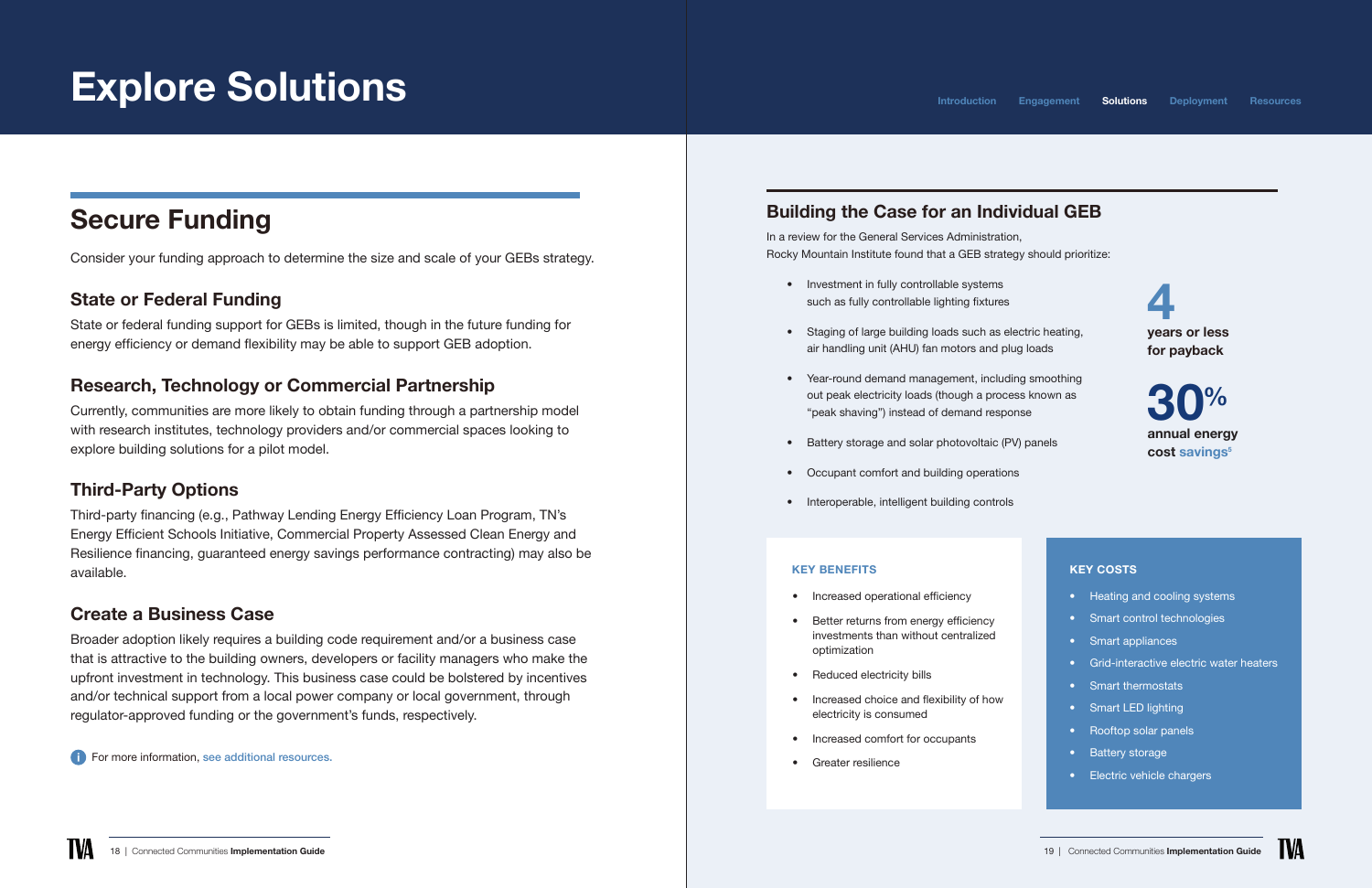# Explore Solutions

## Secure Funding

Consider your funding approach to determine the size and scale of your GEBs strategy.

### State or Federal Funding

State or federal funding support for GEBs is limited, though in the future funding for energy efficiency or demand flexibility may be able to support GEB adoption.

### Research, Technology or Commercial Partnership

Currently, communities are more likely to obtain funding through a partnership model with research institutes, technology providers and/or commercial spaces looking to explore building solutions for a pilot model.

### Third-Party Options

Third-party financing (e.g., Pathway Lending Energy Efficiency Loan Program, TN's Energy Efficient Schools Initiative, Commercial Property Assessed Clean Energy and Resilience financing, guaranteed energy savings performance contracting) may also be available.

### Create a Business Case

Broader adoption likely requires a building code requirement and/or a business case that is attractive to the building owners, developers or facility managers who make the upfront investment in technology. This business case could be bolstered by incentives and/or technical support from a local power company or local government, through regulator-approved funding or the government's funds, respectively.

For more information, see additional resources.

## Building the Case for an Individual GEB

In a review for the General Services Administration, Rocky Mountain Institute found that a GEB strategy should prioritize:

- Investment in fully controllable systems such as fully controllable lighting fixtures
- Staging of large building loads such as electric heating, air handling unit (AHU) fan motors and plug loads
- Year-round demand management, including smoothing out peak electricity loads (though a process known as "peak shaving") instead of demand response
- Battery storage and solar photovoltaic (PV) panels
- Occupant comfort and building operations
- Interoperable, intelligent building controls

**4** years or less for payback

**30%** annual energy cost savings[6]

**KEY BENEFITS**

- Increased operational efficiency
- Better returns from energy efficiency investments than without centralized optimization
- Reduced electricity bills
- Increased choice and flexibility of how electricity is consumed
- Increased comfort for occupants
- Greater resilience

**KEY COSTS**

- Heating and cooling systems
- Smart control technologies
- Smart appliances
- Grid-interactive electric water heaters
- Smart thermostats
- Smart LED lighting
- Rooftop solar panels
- Battery storage
- Electric vehicle chargers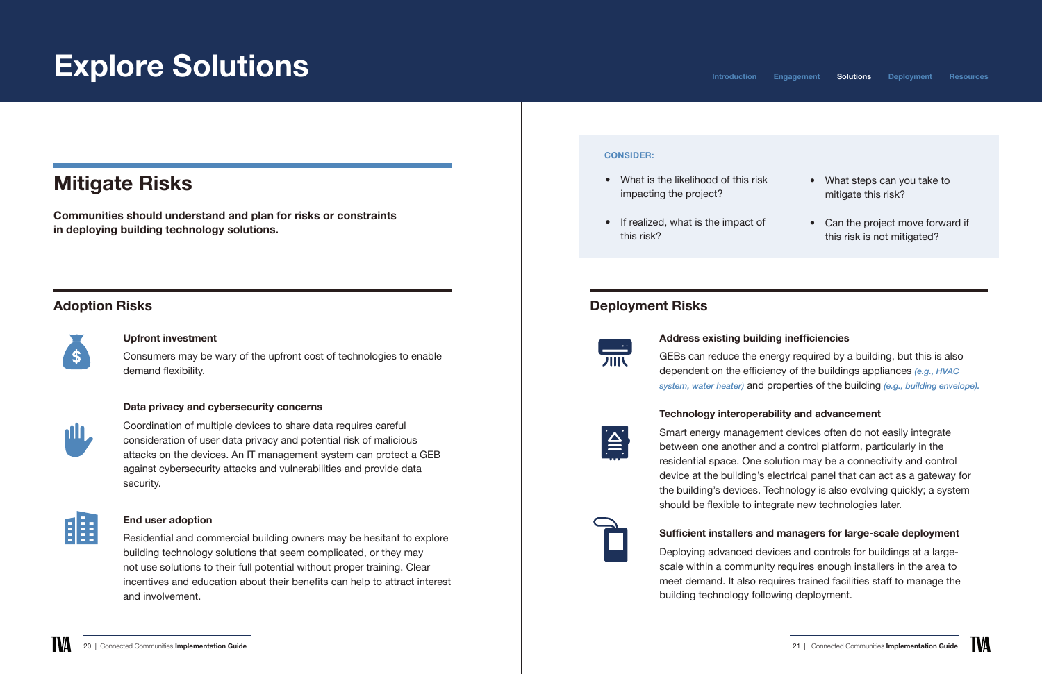# Explore Solutions

## Mitigate Risks

**Communities should understand and plan for risks or constraints in deploying building technology solutions.**

### Adoption Risks

**Upfront investment**

Consumers may be wary of the upfront cost of technologies to enable demand flexibility.

**Data privacy and cybersecurity concerns**

Coordination of multiple devices to share data requires careful consideration of user data privacy and potential risk of malicious attacks on the devices. An IT management system can protect a GEB against cybersecurity attacks and vulnerabilities and provide data security.

**End user adoption**

Residential and commercial building owners may be hesitant to explore building technology solutions that seem complicated, or they may not use solutions to their full potential without proper training. Clear incentives and education about their benefits can help to attract interest and involvement.

**CONSIDER:**

- What is the likelihood of this risk impacting the project?
- If realized, what is the impact of this risk?
- What steps can you take to mitigate this risk?
- Can the project move forward if this risk is not mitigated?

### Deployment Risks

**Address existing building inefficiencies**

GEBs can reduce the energy required by a building, but this is also dependent on the efficiency of the buildings appliances *(e.g., HVAC system, water heater)* and properties of the building *(e.g., building envelope).*

**Technology interoperability and advancement**

Smart energy management devices often do not easily integrate between one another and a control platform, particularly in the residential space. One solution may be a connectivity and control device at the building's electrical panel that can act as a gateway for the building's devices. Technology is also evolving quickly; a system should be flexible to integrate new technologies later.

**Sufficient installers and managers for large-scale deployment**

Deploying advanced devices and controls for buildings at a large-scale within a community requires enough installers in the area to meet demand. It also requires trained facilities staff to manage the building technology following deployment.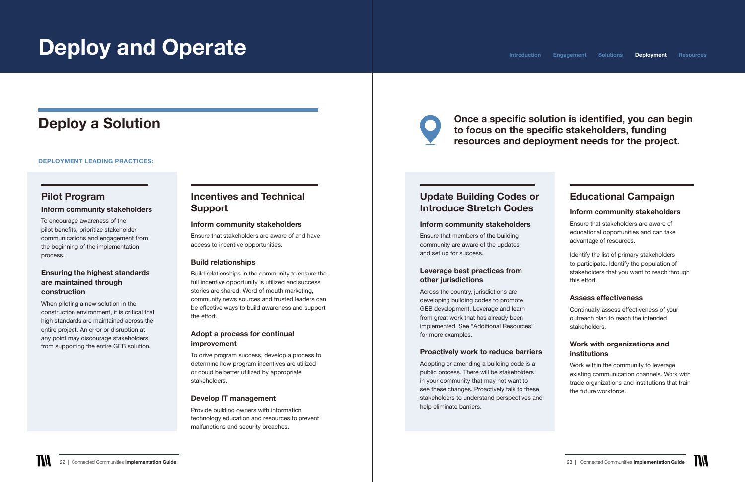# Deploy and Operate

## Deploy a Solution

**Once a specific solution is identified, you can begin to focus on the specific stakeholders, funding resources and deployment needs for the project.**

**DEPLOYMENT LEADING PRACTICES:**

### Pilot Program

#### Inform community stakeholders

To encourage awareness of the pilot benefits, prioritize stakeholder communications and engagement from the beginning of the implementation process.

#### Ensuring the highest standards are maintained through construction

When piloting a new solution in the construction environment, it is critical that high standards are maintained across the entire project. An error or disruption at any point may discourage stakeholders from supporting the entire GEB solution.

### Incentives and Technical Support

#### Inform community stakeholders

Ensure that stakeholders are aware of and have access to incentive opportunities.

#### Build relationships

Build relationships in the community to ensure the full incentive opportunity is utilized and success stories are shared. Word of mouth marketing, community news sources and trusted leaders can be effective ways to build awareness and support the effort.

#### Adopt a process for continual improvement

To drive program success, develop a process to determine how program incentives are utilized or could be better utilized by appropriate stakeholders.

#### Develop IT management

Provide building owners with information technology education and resources to prevent malfunctions and security breaches.

### Update Building Codes or Introduce Stretch Codes

#### Inform community stakeholders

Ensure that members of the building community are aware of the updates and set up for success.

#### Leverage best practices from other jurisdictions

Across the country, jurisdictions are developing building codes to promote GEB development. Leverage and learn from great work that has already been implemented. See "Additional Resources" for more examples.

#### Proactively work to reduce barriers

Adopting or amending a building code is a public process. There will be stakeholders in your community that may not want to see these changes. Proactively talk to these stakeholders to understand perspectives and help eliminate barriers.

### Educational Campaign

#### Inform community stakeholders

Ensure that stakeholders are aware of educational opportunities and can take advantage of resources.

Identify the list of primary stakeholders to participate. Identify the population of stakeholders that you want to reach through this effort.

#### Assess effectiveness

Continually assess effectiveness of your outreach plan to reach the intended stakeholders.

#### Work with organizations and institutions

Work within the community to leverage existing communication channels. Work with trade organizations and institutions that train the future workforce.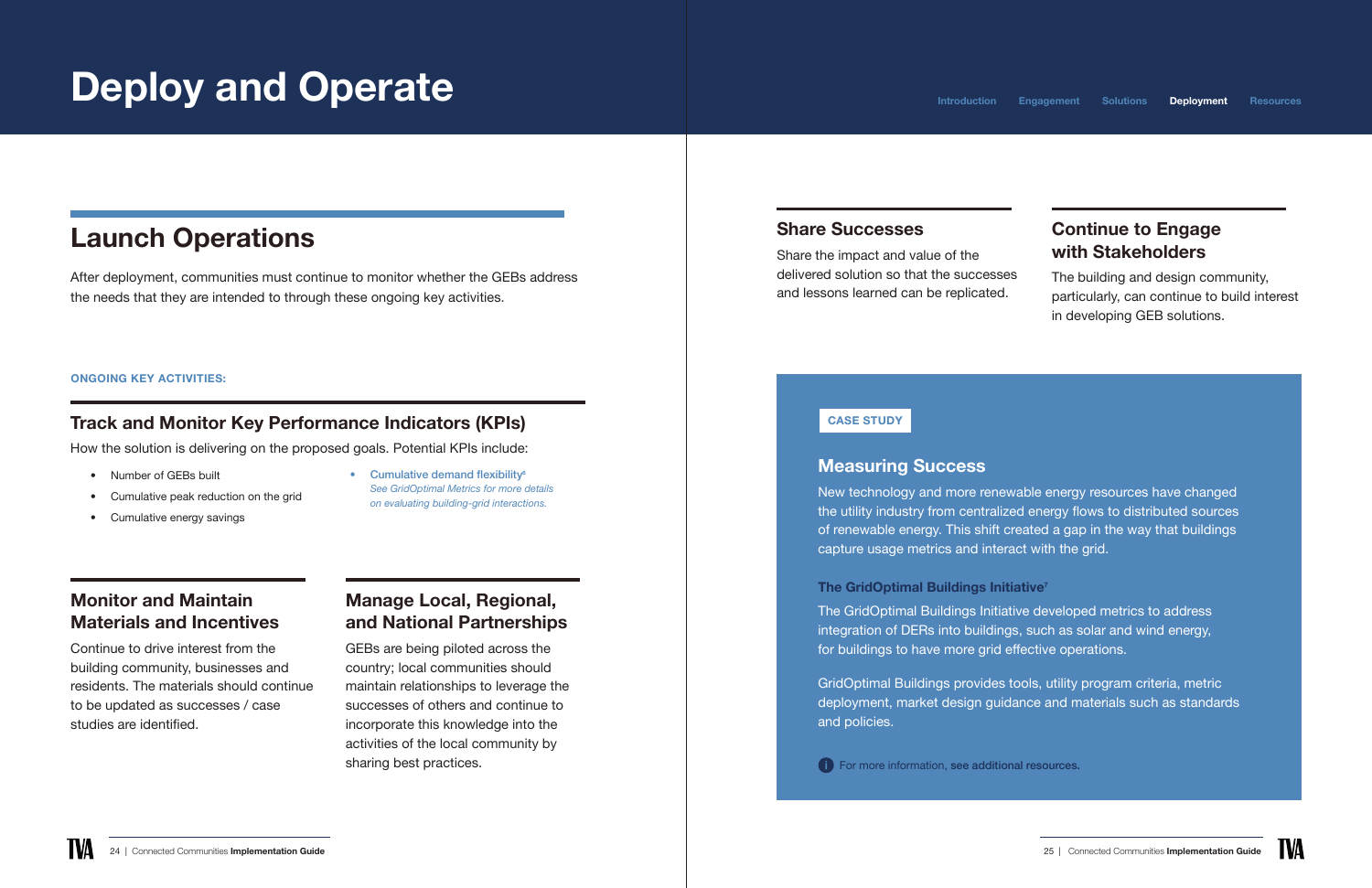# Deploy and Operate

## Launch Operations

After deployment, communities must continue to monitor whether the GEBs address the needs that they are intended to through these ongoing key activities.

**ONGOING KEY ACTIVITIES:**

### Track and Monitor Key Performance Indicators (KPIs)

How the solution is delivering on the proposed goals. Potential KPIs include:

- Number of GEBs built
- Cumulative peak reduction on the grid
- Cumulative energy savings
- Cumulative demand flexibility[6]
  *See GridOptimal Metrics for more details on evaluating building-grid interactions.*

### Monitor and Maintain Materials and Incentives

Continue to drive interest from the building community, businesses and residents. The materials should continue to be updated as successes / case studies are identified.

### Manage Local, Regional, and National Partnerships

GEBs are being piloted across the country; local communities should maintain relationships to leverage the successes of others and continue to incorporate this knowledge into the activities of the local community by sharing best practices.

### Share Successes

Share the impact and value of the delivered solution so that the successes and lessons learned can be replicated.

### Continue to Engage with Stakeholders

The building and design community, particularly, can continue to build interest in developing GEB solutions.

**CASE STUDY**

### Measuring Success

New technology and more renewable energy resources have changed the utility industry from centralized energy flows to distributed sources of renewable energy. This shift created a gap in the way that buildings capture usage metrics and interact with the grid.

**The GridOptimal Buildings Initiative[7]**

The GridOptimal Buildings Initiative developed metrics to address integration of DERs into buildings, such as solar and wind energy, for buildings to have more grid effective operations.

GridOptimal Buildings provides tools, utility program criteria, metric deployment, market design guidance and materials such as standards and policies.

For more information, **see additional resources.**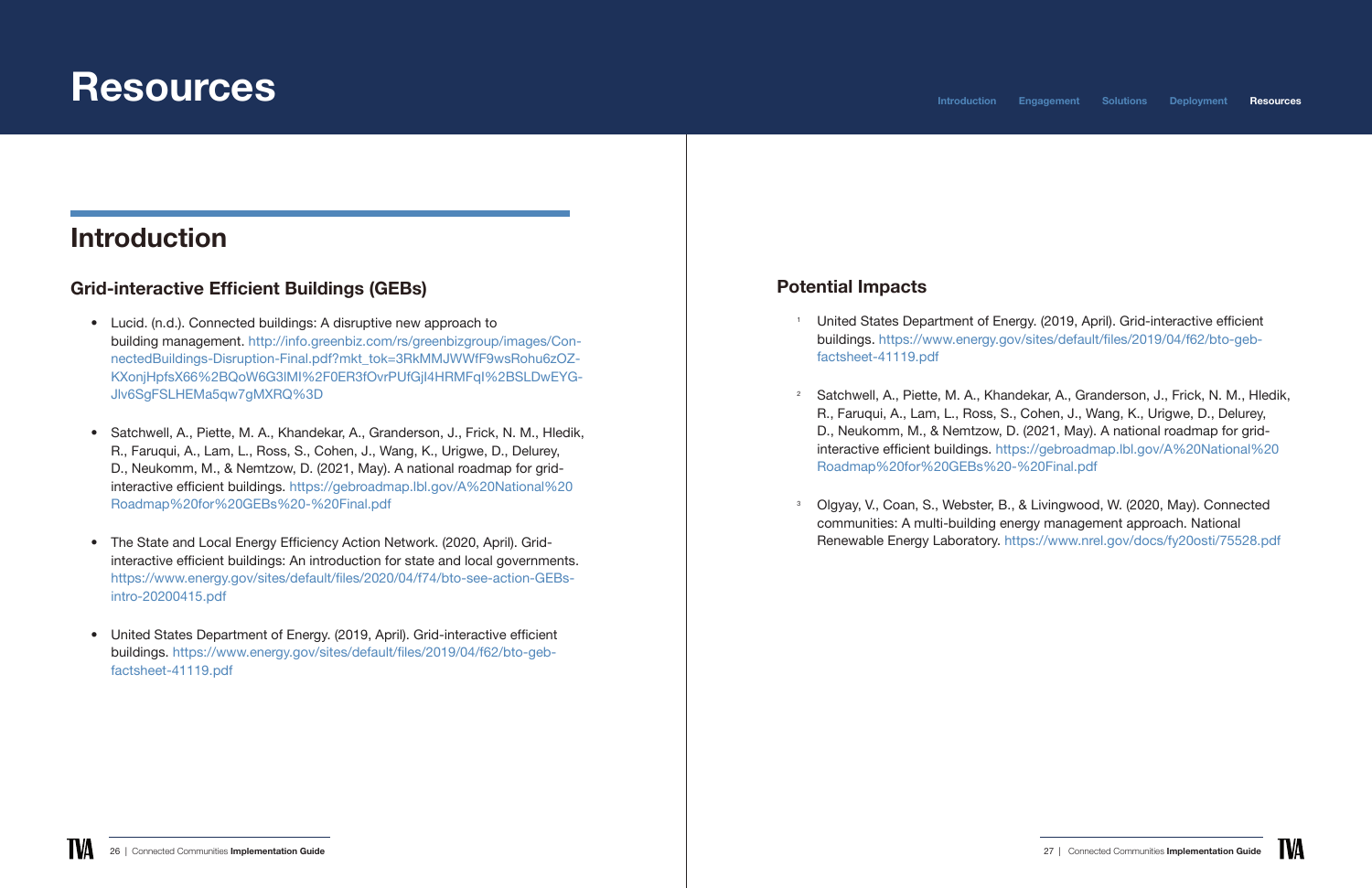# Resources

## Introduction

### Grid-interactive Efficient Buildings (GEBs)

- Lucid. (n.d.). Connected buildings: A disruptive new approach to building management. http://info.greenbiz.com/rs/greenbizgroup/images/ConnectedBuildings-Disruption-Final.pdf?mkt_tok=3RkMMJWWfF9wsRohu6zOZKXonjHpfsX66%2BQoW6G3lMI%2F0ER3fOvrPUfGjI4HRMFqI%2BSLDwEYGJlv6SgFSLHEMa5qw7gMXRQ%3D

- Satchwell, A., Piette, M. A., Khandekar, A., Granderson, J., Frick, N. M., Hledik, R., Faruqui, A., Lam, L., Ross, S., Cohen, J., Wang, K., Urigwe, D., Delurey, D., Neukomm, M., & Nemtzow, D. (2021, May). A national roadmap for grid-interactive efficient buildings. https://gebroadmap.lbl.gov/A%20National%20Roadmap%20for%20GEBs%20-%20Final.pdf

- The State and Local Energy Efficiency Action Network. (2020, April). Grid-interactive efficient buildings: An introduction for state and local governments. https://www.energy.gov/sites/default/files/2020/04/f74/bto-see-action-GEBs-intro-20200415.pdf

- United States Department of Energy. (2019, April). Grid-interactive efficient buildings. https://www.energy.gov/sites/default/files/2019/04/f62/bto-geb-factsheet-41119.pdf

### Potential Impacts

1. United States Department of Energy. (2019, April). Grid-interactive efficient buildings. https://www.energy.gov/sites/default/files/2019/04/f62/bto-geb-factsheet-41119.pdf

2. Satchwell, A., Piette, M. A., Khandekar, A., Granderson, J., Frick, N. M., Hledik, R., Faruqui, A., Lam, L., Ross, S., Cohen, J., Wang, K., Urigwe, D., Delurey, D., Neukomm, M., & Nemtzow, D. (2021, May). A national roadmap for grid-interactive efficient buildings. https://gebroadmap.lbl.gov/A%20National%20Roadmap%20for%20GEBs%20-%20Final.pdf

3. Olgyay, V., Coan, S., Webster, B., & Livingwood, W. (2020, May). Connected communities: A multi-building energy management approach. National Renewable Energy Laboratory. https://www.nrel.gov/docs/fy20osti/75528.pdf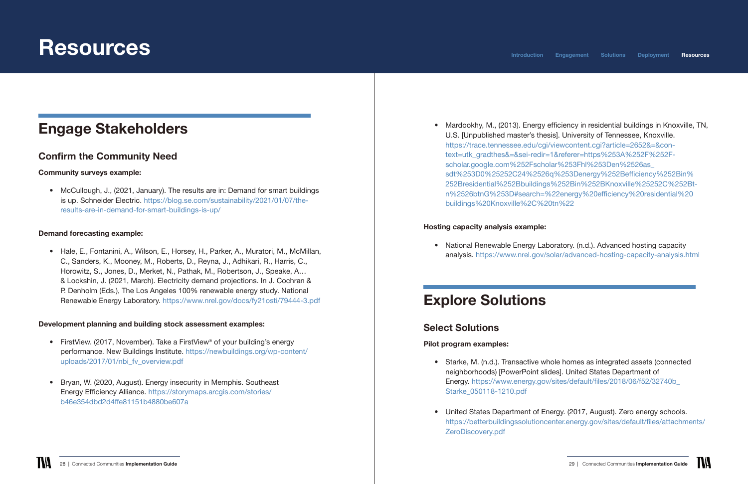# Resources

## Engage Stakeholders

### Confirm the Community Need

**Community surveys example:**

- McCullough, J., (2021, January). The results are in: Demand for smart buildings is up. Schneider Electric. https://blog.se.com/sustainability/2021/01/07/the-results-are-in-demand-for-smart-buildings-is-up/

**Demand forecasting example:**

- Hale, E., Fontanini, A., Wilson, E., Horsey, H., Parker, A., Muratori, M., McMillan, C., Sanders, K., Mooney, M., Roberts, D., Reyna, J., Adhikari, R., Harris, C., Horowitz, S., Jones, D., Merket, N., Pathak, M., Robertson, J., Speake, A… & Lockshin, J. (2021, March). Electricity demand projections. In J. Cochran & P. Denholm (Eds.), The Los Angeles 100% renewable energy study. National Renewable Energy Laboratory. https://www.nrel.gov/docs/fy21osti/79444-3.pdf

**Development planning and building stock assessment examples:**

- FirstView. (2017, November). Take a FirstView® of your building's energy performance. New Buildings Institute. https://newbuildings.org/wp-content/uploads/2017/01/nbi_fv_overview.pdf

- Bryan, W. (2020, August). Energy insecurity in Memphis. Southeast Energy Efficiency Alliance. https://storymaps.arcgis.com/stories/b46e354dbd2d4ffe81151b4880be607a

- Mardookhy, M., (2013). Energy efficiency in residential buildings in Knoxville, TN, U.S. [Unpublished master's thesis]. University of Tennessee, Knoxville. https://trace.tennessee.edu/cgi/viewcontent.cgi?article=2652&=&context=utk_gradthes&=&sei-redir=1&referer=https%253A%252F%252Fscholar.google.com%252Fscholar%253Fhl%253Den%2526as_sdt%253D0%25252C24%2526q%253Denergy%252Befficiency%252Bin%252Bresidential%252Bbuildings%252Bin%252BKnoxville%25252C%252Btn%2526btnG%253D#search=%22energy%20efficiency%20residential%20buildings%20Knoxville%2C%20tn%22

**Hosting capacity analysis example:**

- National Renewable Energy Laboratory. (n.d.). Advanced hosting capacity analysis. https://www.nrel.gov/solar/advanced-hosting-capacity-analysis.html

## Explore Solutions

### Select Solutions

**Pilot program examples:**

- Starke, M. (n.d.). Transactive whole homes as integrated assets (connected neighborhoods) [PowerPoint slides]. United States Department of Energy. https://www.energy.gov/sites/default/files/2018/06/f52/32740b_Starke_050118-1210.pdf

- United States Department of Energy. (2017, August). Zero energy schools. https://betterbuildingssolutioncenter.energy.gov/sites/default/files/attachments/ZeroDiscovery.pdf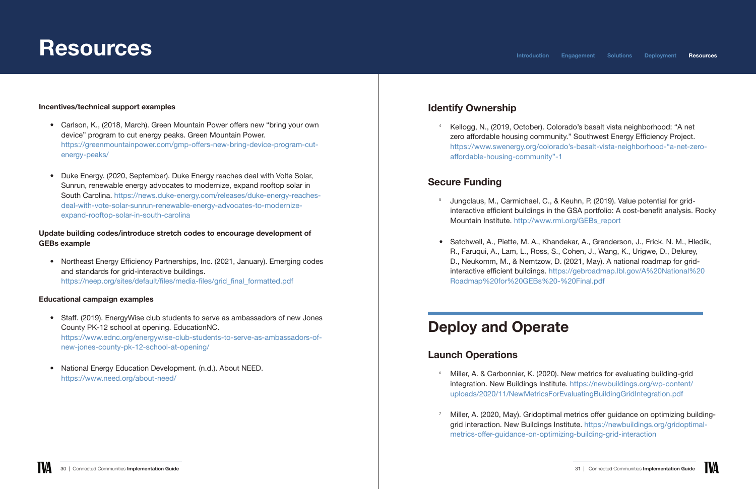# Resources

**Incentives/technical support examples**

- Carlson, K., (2018, March). Green Mountain Power offers new "bring your own device" program to cut energy peaks. Green Mountain Power. https://greenmountainpower.com/gmp-offers-new-bring-device-program-cut-energy-peaks/

- Duke Energy. (2020, September). Duke Energy reaches deal with Volte Solar, Sunrun, renewable energy advocates to modernize, expand rooftop solar in South Carolina. https://news.duke-energy.com/releases/duke-energy-reaches-deal-with-vote-solar-sunrun-renewable-energy-advocates-to-modernize-expand-rooftop-solar-in-south-carolina

**Update building codes/introduce stretch codes to encourage development of GEBs example**

- Northeast Energy Efficiency Partnerships, Inc. (2021, January). Emerging codes and standards for grid-interactive buildings. https://neep.org/sites/default/files/media-files/grid_final_formatted.pdf

**Educational campaign examples**

- Staff. (2019). EnergyWise club students to serve as ambassadors of new Jones County PK-12 school at opening. EducationNC. https://www.ednc.org/energywise-club-students-to-serve-as-ambassadors-of-new-jones-county-pk-12-school-at-opening/

- National Energy Education Development. (n.d.). About NEED. https://www.need.org/about-need/

## Identify Ownership

[4] Kellogg, N., (2019, October). Colorado's basalt vista neighborhood: "A net zero affordable housing community." Southwest Energy Efficiency Project. https://www.swenergy.org/colorado's-basalt-vista-neighborhood-"a-net-zero-affordable-housing-community"-1

## Secure Funding

[5] Jungclaus, M., Carmichael, C., & Keuhn, P. (2019). Value potential for grid-interactive efficient buildings in the GSA portfolio: A cost-benefit analysis. Rocky Mountain Institute. http://www.rmi.org/GEBs_report

- Satchwell, A., Piette, M. A., Khandekar, A., Granderson, J., Frick, N. M., Hledik, R., Faruqui, A., Lam, L., Ross, S., Cohen, J., Wang, K., Urigwe, D., Delurey, D., Neukomm, M., & Nemtzow, D. (2021, May). A national roadmap for grid-interactive efficient buildings. https://gebroadmap.lbl.gov/A%20National%20Roadmap%20for%20GEBs%20-%20Final.pdf

# Deploy and Operate

## Launch Operations

[6] Miller, A. & Carbonnier, K. (2020). New metrics for evaluating building-grid integration. New Buildings Institute. https://newbuildings.org/wp-content/uploads/2020/11/NewMetricsForEvaluatingBuildingGridIntegration.pdf

[7] Miller, A. (2020, May). Gridoptimal metrics offer guidance on optimizing building-grid interaction. New Buildings Institute. https://newbuildings.org/gridoptimal-metrics-offer-guidance-on-optimizing-building-grid-interaction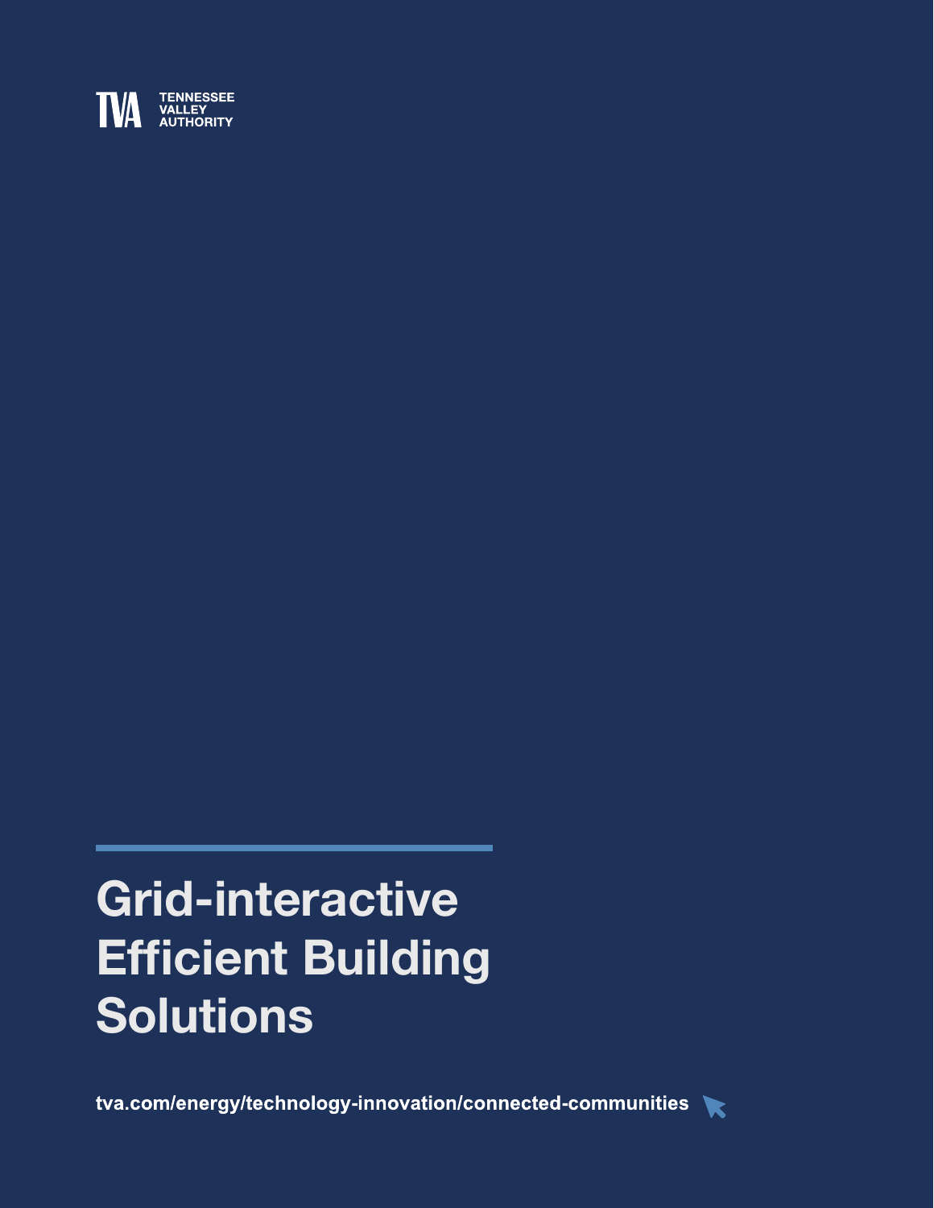TVA TENNESSEE VALLEY AUTHORITY

# Grid-interactive Efficient Building Solutions

tva.com/energy/technology-innovation/connected-communities